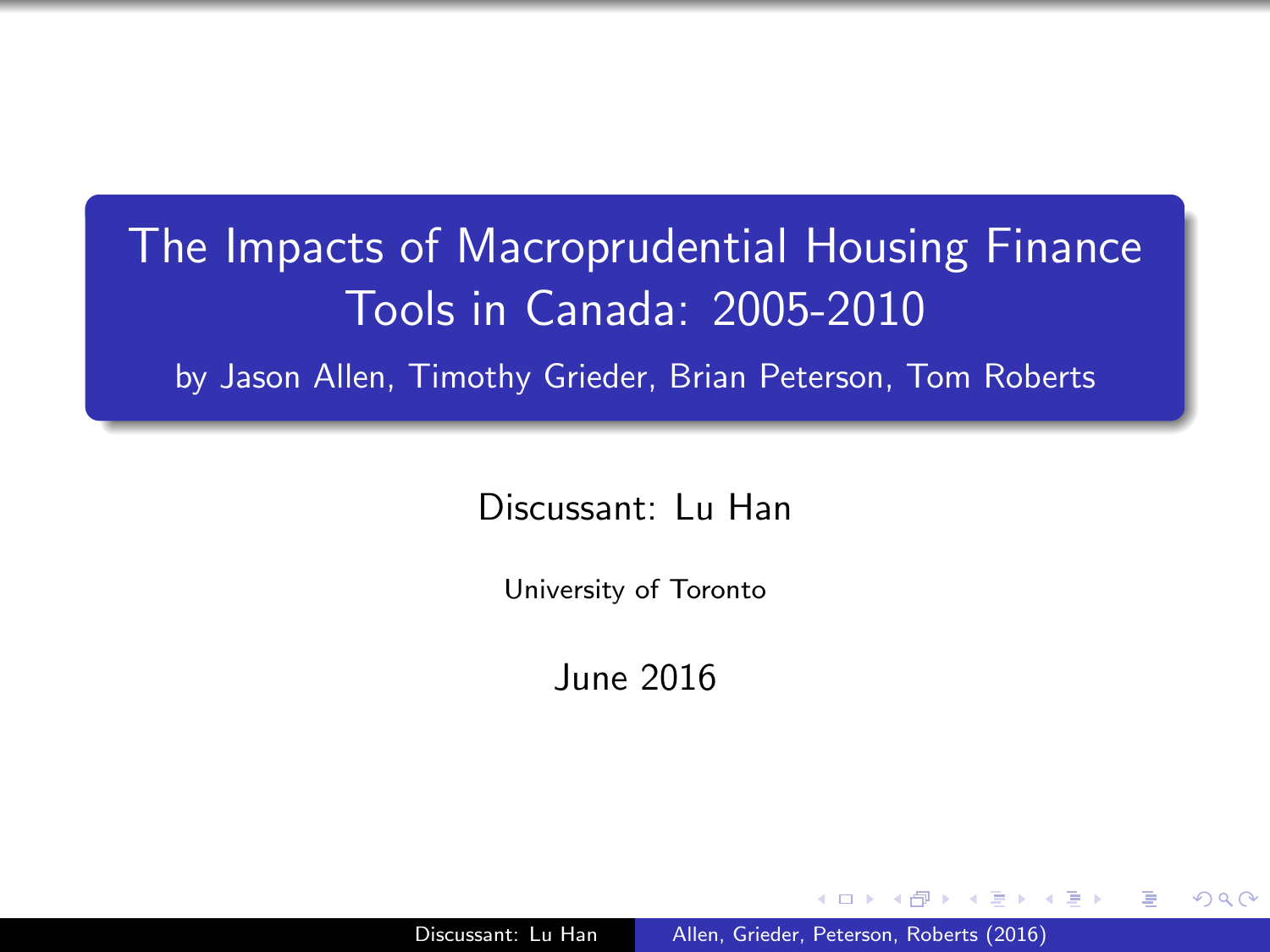# The Impacts of Macroprudential Housing Finance Tools in Canada: 2005-2010

by Jason Allen, Timothy Grieder, Brian Peterson, Tom Roberts

Discussant: Lu Han

University of Toronto

June 2016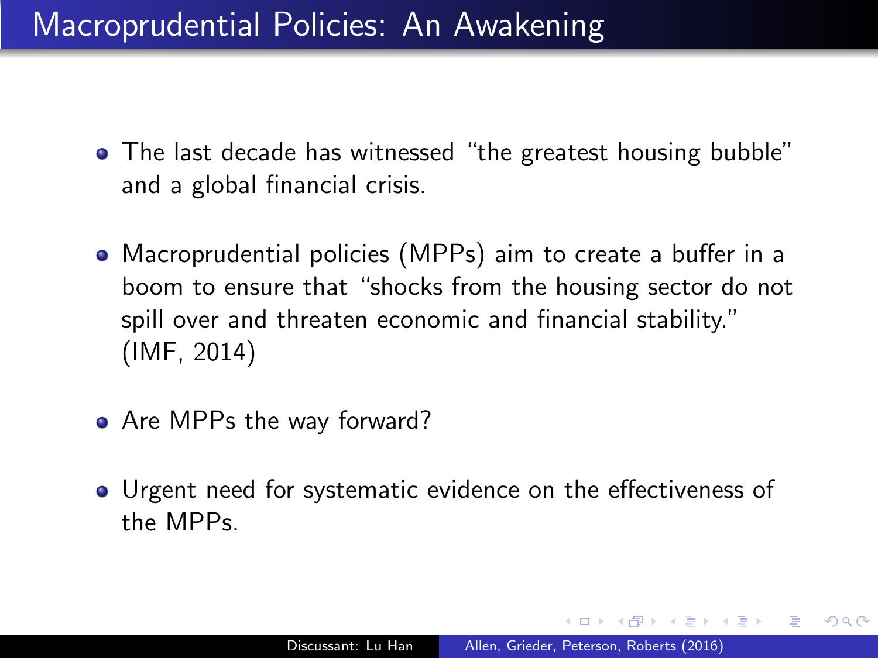# Macroprudential Policies: An Awakening

- The last decade has witnessed "the greatest housing bubble" and a global financial crisis.
- Macroprudential policies (MPPs) aim to create a buffer in a boom to ensure that "shocks from the housing sector do not spill over and threaten economic and financial stability." (IMF, 2014)
- Are MPPs the way forward?
- Urgent need for systematic evidence on the effectiveness of the MPPs.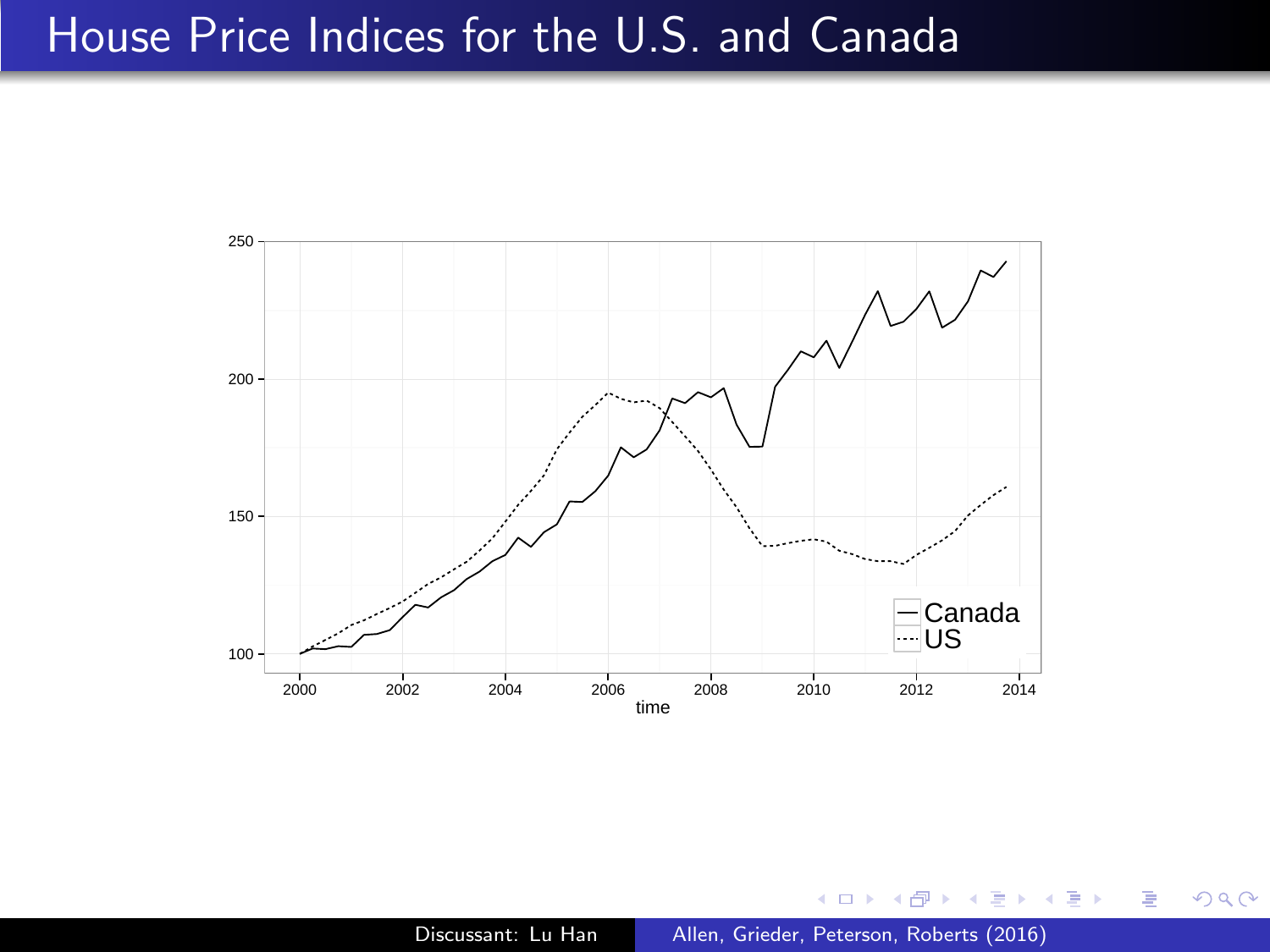# House Price Indices for the U.S. and Canada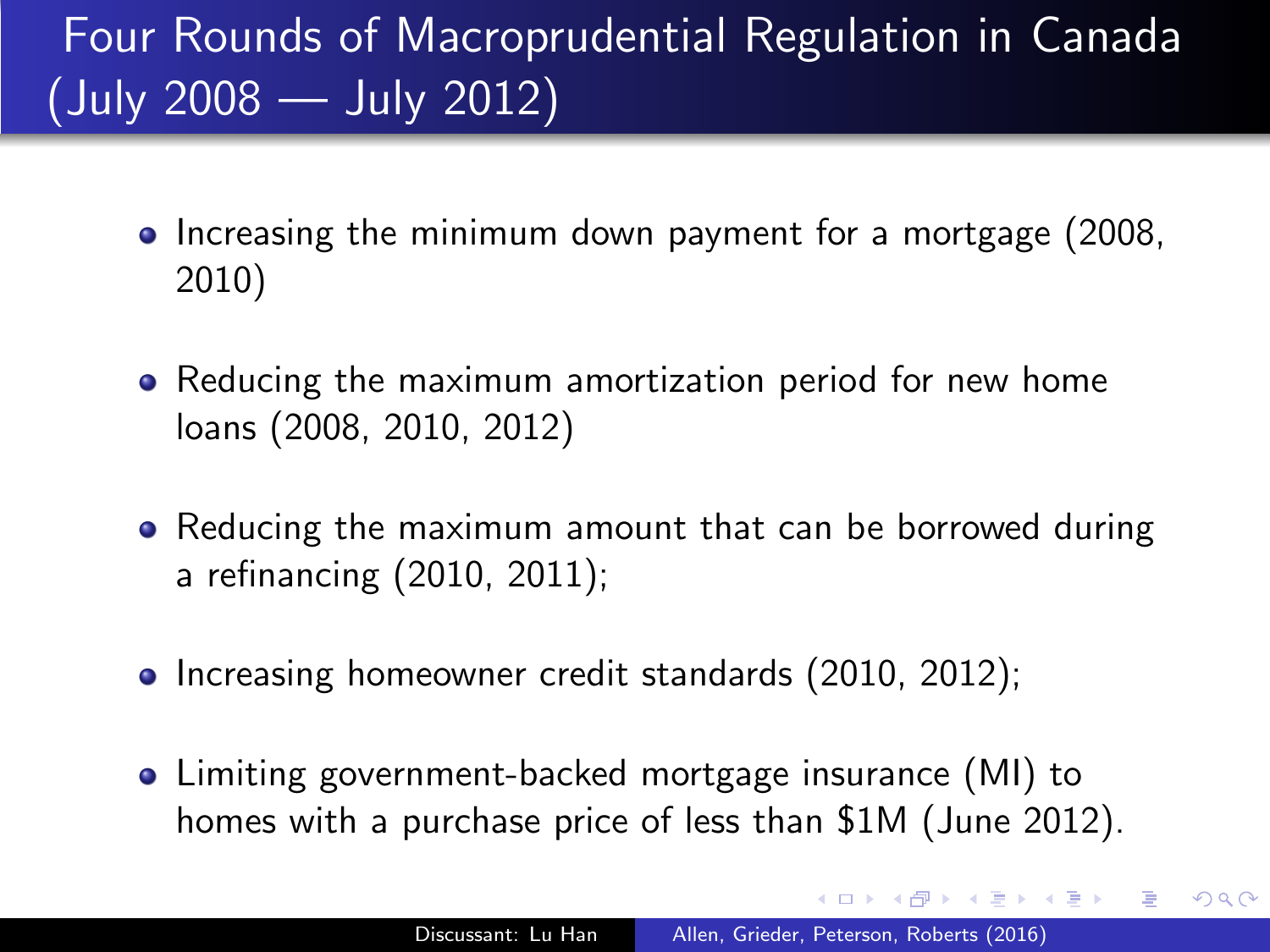# Four Rounds of Macroprudential Regulation in Canada (July 2008 — July 2012)

- Increasing the minimum down payment for a mortgage (2008, 2010)
- Reducing the maximum amortization period for new home loans (2008, 2010, 2012)
- Reducing the maximum amount that can be borrowed during a refinancing (2010, 2011);
- Increasing homeowner credit standards (2010, 2012);
- Limiting government-backed mortgage insurance (MI) to homes with a purchase price of less than $1M (June 2012).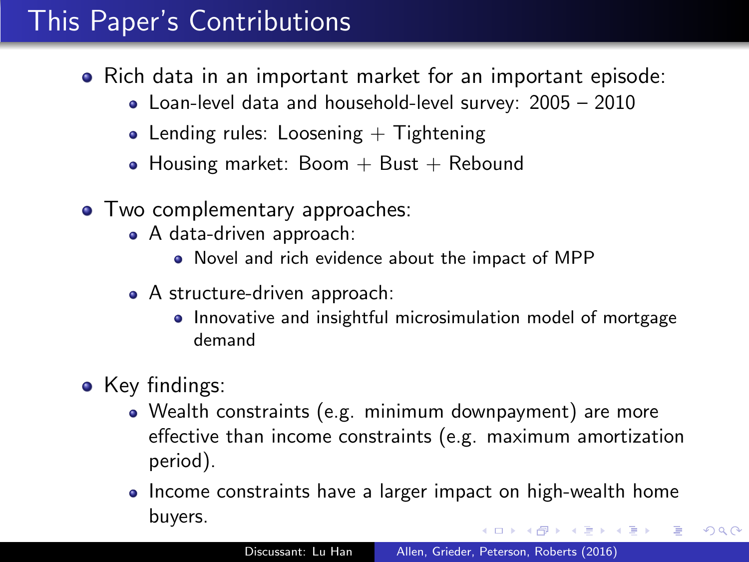# This Paper's Contributions

- Rich data in an important market for an important episode:
  - Loan-level data and household-level survey: 2005 – 2010
  - Lending rules: Loosening + Tightening
  - Housing market: Boom + Bust + Rebound
- Two complementary approaches:
  - A data-driven approach:
    - Novel and rich evidence about the impact of MPP
  - A structure-driven approach:
    - Innovative and insightful microsimulation model of mortgage demand
- Key findings:
  - Wealth constraints (e.g. minimum downpayment) are more effective than income constraints (e.g. maximum amortization period).
  - Income constraints have a larger impact on high-wealth home buyers.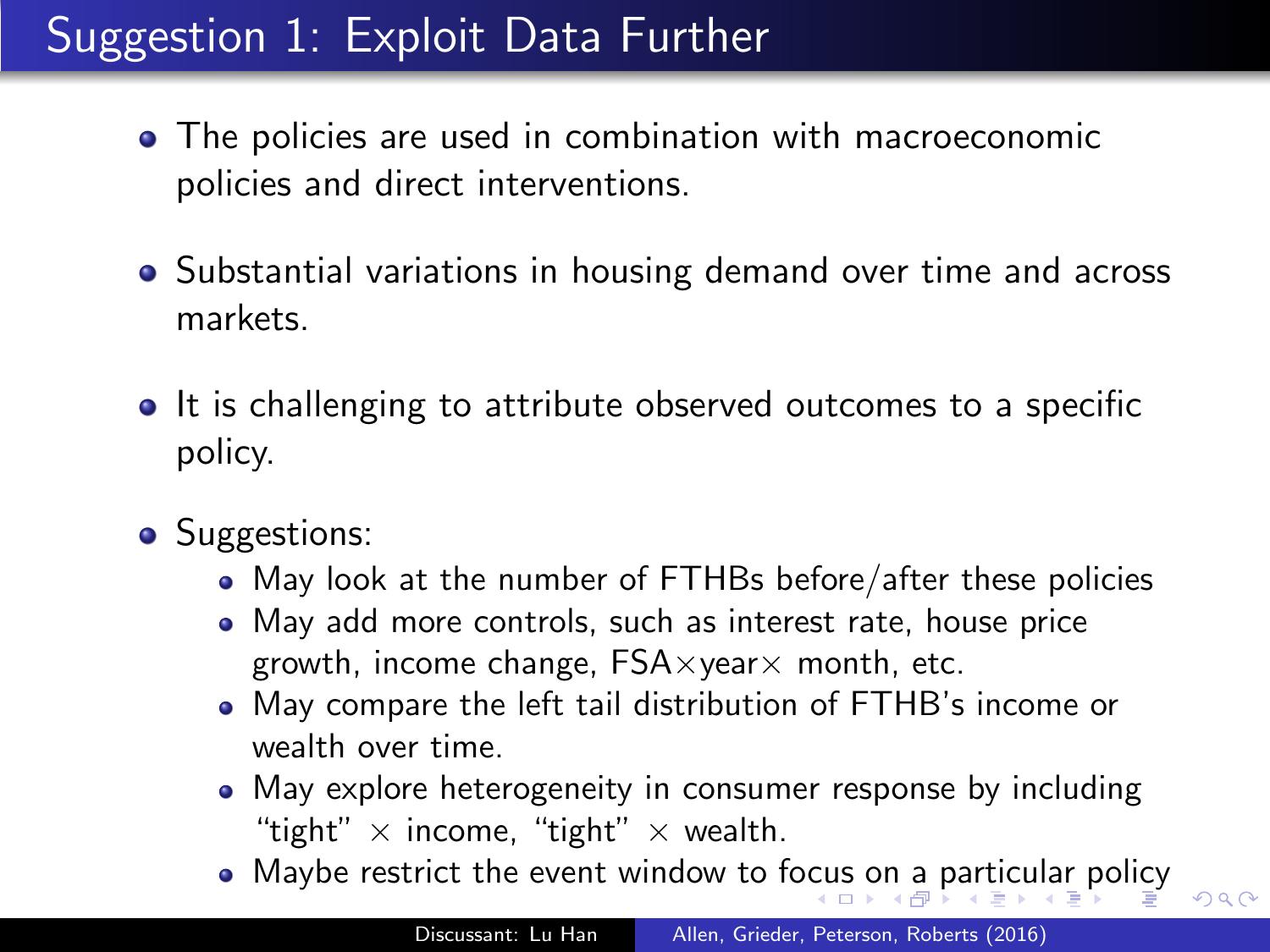# Suggestion 1: Exploit Data Further

- The policies are used in combination with macroeconomic policies and direct interventions.
- Substantial variations in housing demand over time and across markets.
- It is challenging to attribute observed outcomes to a specific policy.
- Suggestions:
  - May look at the number of FTHBs before/after these policies
  - May add more controls, such as interest rate, house price growth, income change, FSA$\times$year$\times$ month, etc.
  - May compare the left tail distribution of FTHB's income or wealth over time.
  - May explore heterogeneity in consumer response by including "tight" $\times$ income, "tight" $\times$ wealth.
  - Maybe restrict the event window to focus on a particular policy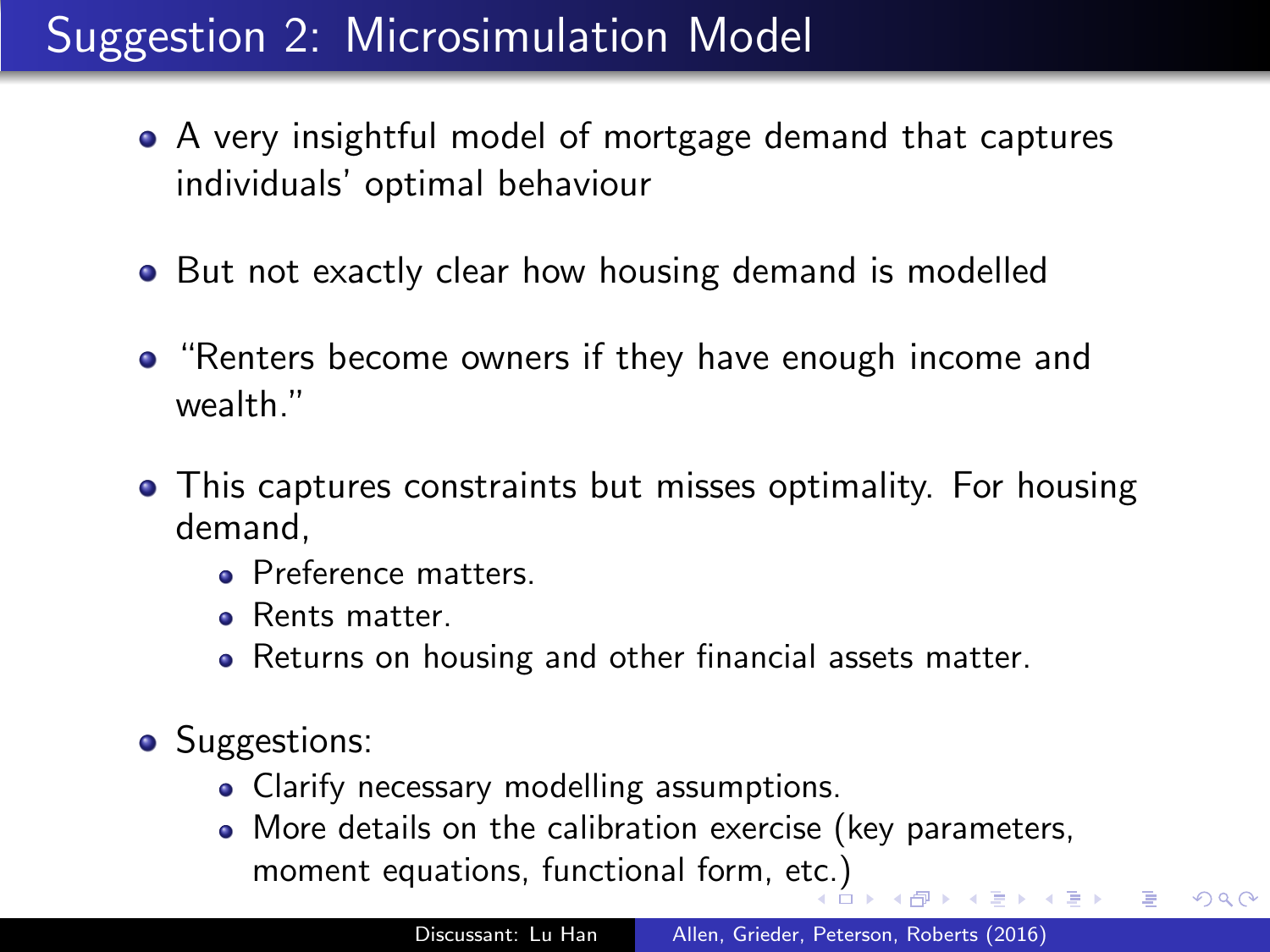# Suggestion 2: Microsimulation Model

- A very insightful model of mortgage demand that captures individuals' optimal behaviour
- But not exactly clear how housing demand is modelled
- "Renters become owners if they have enough income and wealth."
- This captures constraints but misses optimality. For housing demand,
  - Preference matters.
  - Rents matter.
  - Returns on housing and other financial assets matter.
- Suggestions:
  - Clarify necessary modelling assumptions.
  - More details on the calibration exercise (key parameters, moment equations, functional form, etc.)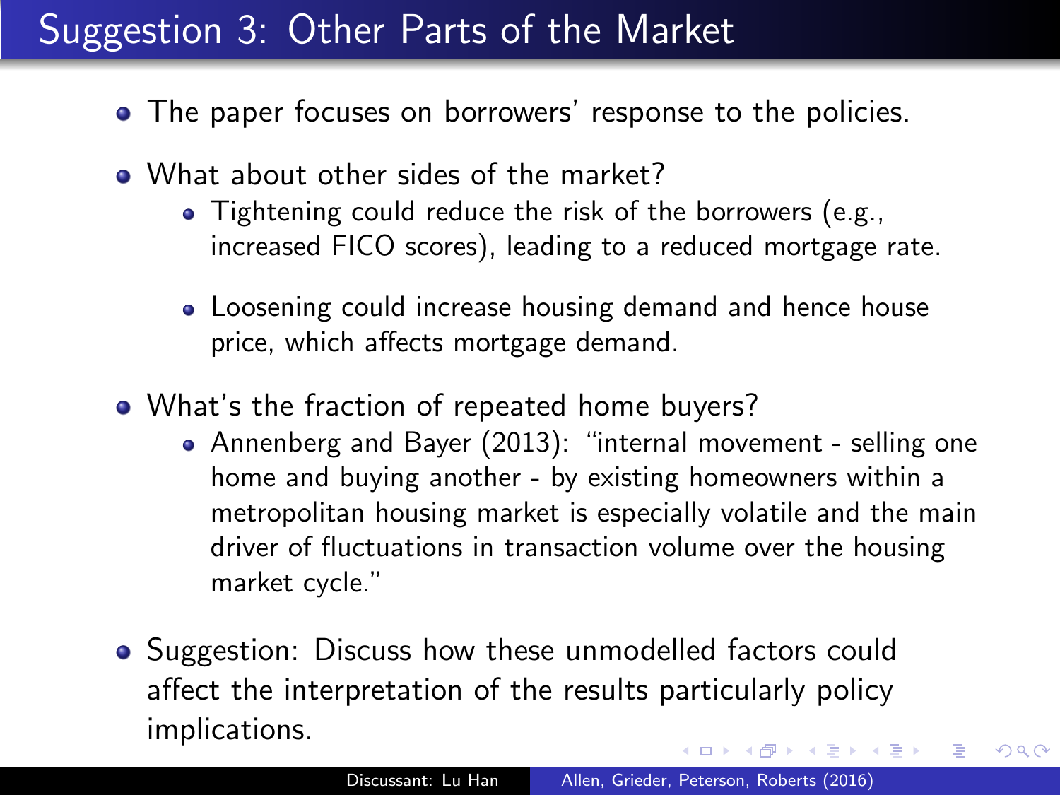# Suggestion 3: Other Parts of the Market

- The paper focuses on borrowers' response to the policies.
- What about other sides of the market?
  - Tightening could reduce the risk of the borrowers (e.g., increased FICO scores), leading to a reduced mortgage rate.
  - Loosening could increase housing demand and hence house price, which affects mortgage demand.
- What's the fraction of repeated home buyers?
  - Annenberg and Bayer (2013): "internal movement - selling one home and buying another - by existing homeowners within a metropolitan housing market is especially volatile and the main driver of fluctuations in transaction volume over the housing market cycle."
- Suggestion: Discuss how these unmodelled factors could affect the interpretation of the results particularly policy implications.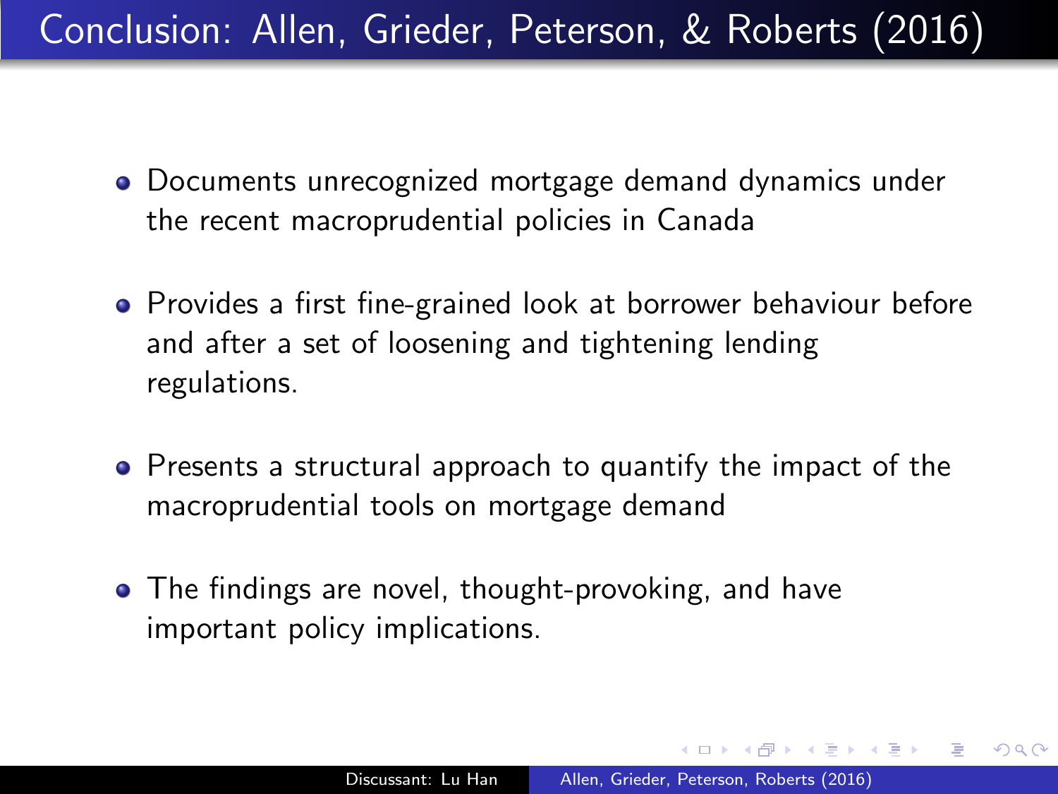# Conclusion: Allen, Grieder, Peterson, & Roberts (2016)

- Documents unrecognized mortgage demand dynamics under the recent macroprudential policies in Canada
- Provides a first fine-grained look at borrower behaviour before and after a set of loosening and tightening lending regulations.
- Presents a structural approach to quantify the impact of the macroprudential tools on mortgage demand
- The findings are novel, thought-provoking, and have important policy implications.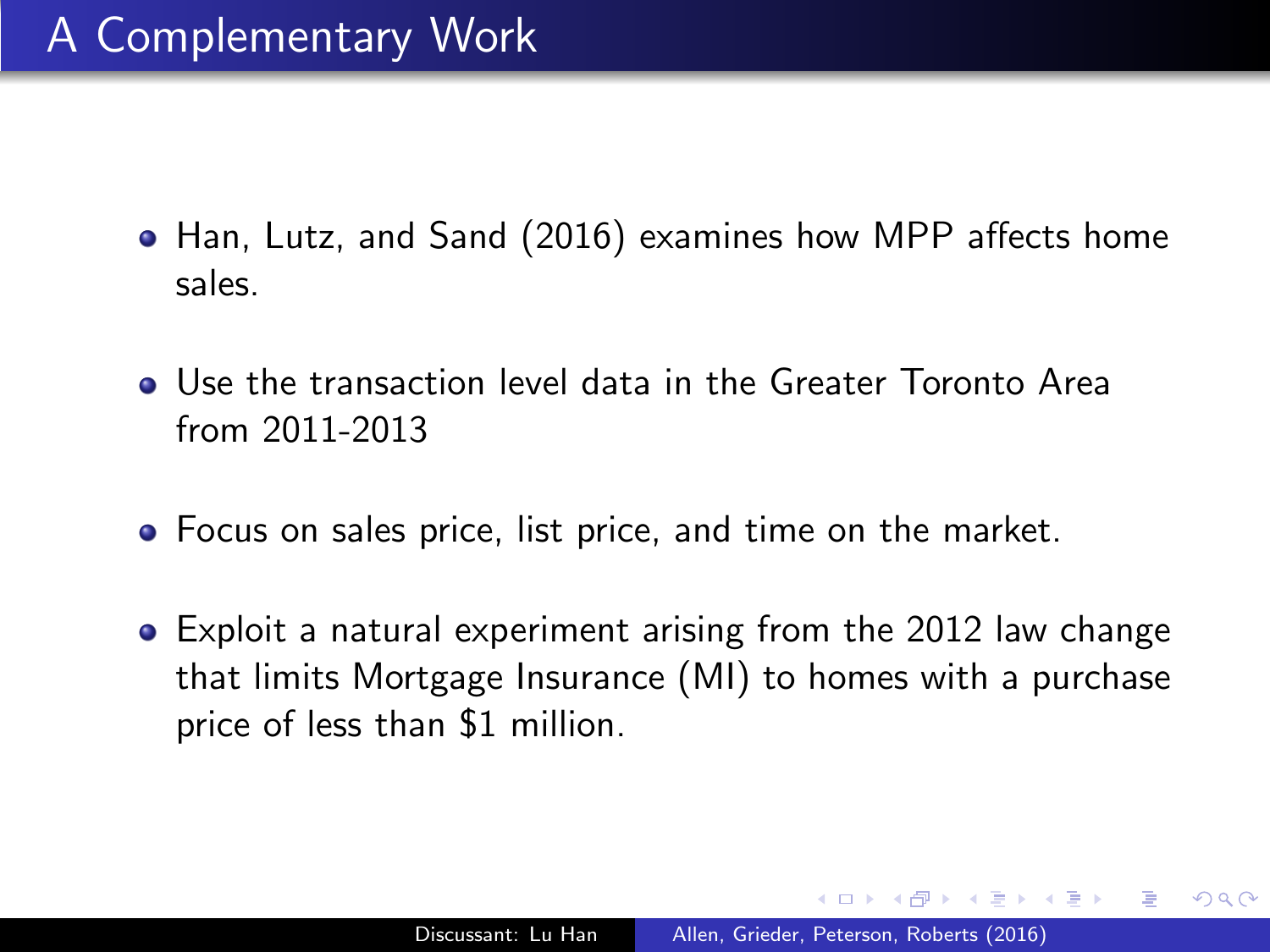# A Complementary Work

- Han, Lutz, and Sand (2016) examines how MPP affects home sales.
- Use the transaction level data in the Greater Toronto Area from 2011-2013
- Focus on sales price, list price, and time on the market.
- Exploit a natural experiment arising from the 2012 law change that limits Mortgage Insurance (MI) to homes with a purchase price of less than $1 million.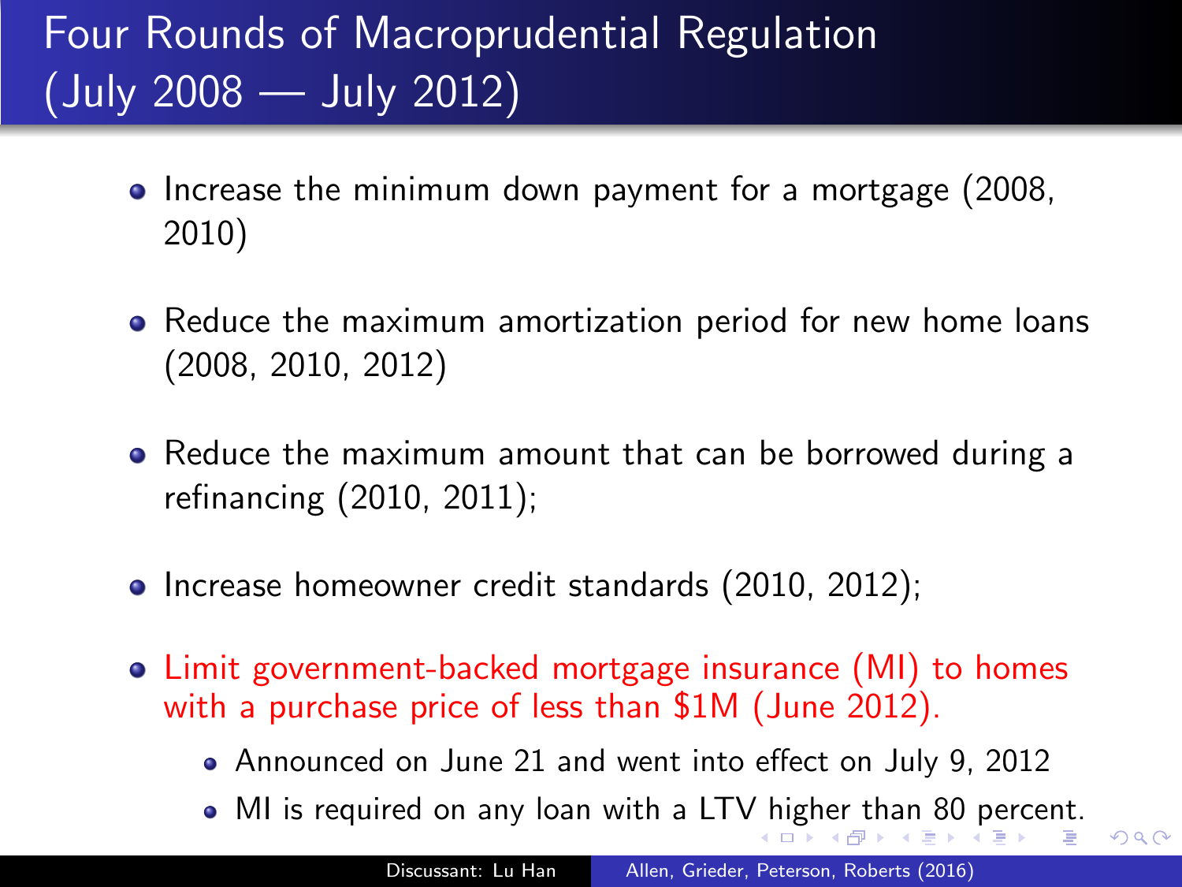# Four Rounds of Macroprudential Regulation (July 2008 — July 2012)

- Increase the minimum down payment for a mortgage (2008, 2010)
- Reduce the maximum amortization period for new home loans (2008, 2010, 2012)
- Reduce the maximum amount that can be borrowed during a refinancing (2010, 2011);
- Increase homeowner credit standards (2010, 2012);
- Limit government-backed mortgage insurance (MI) to homes with a purchase price of less than $1M (June 2012).
  - Announced on June 21 and went into effect on July 9, 2012
  - MI is required on any loan with a LTV higher than 80 percent.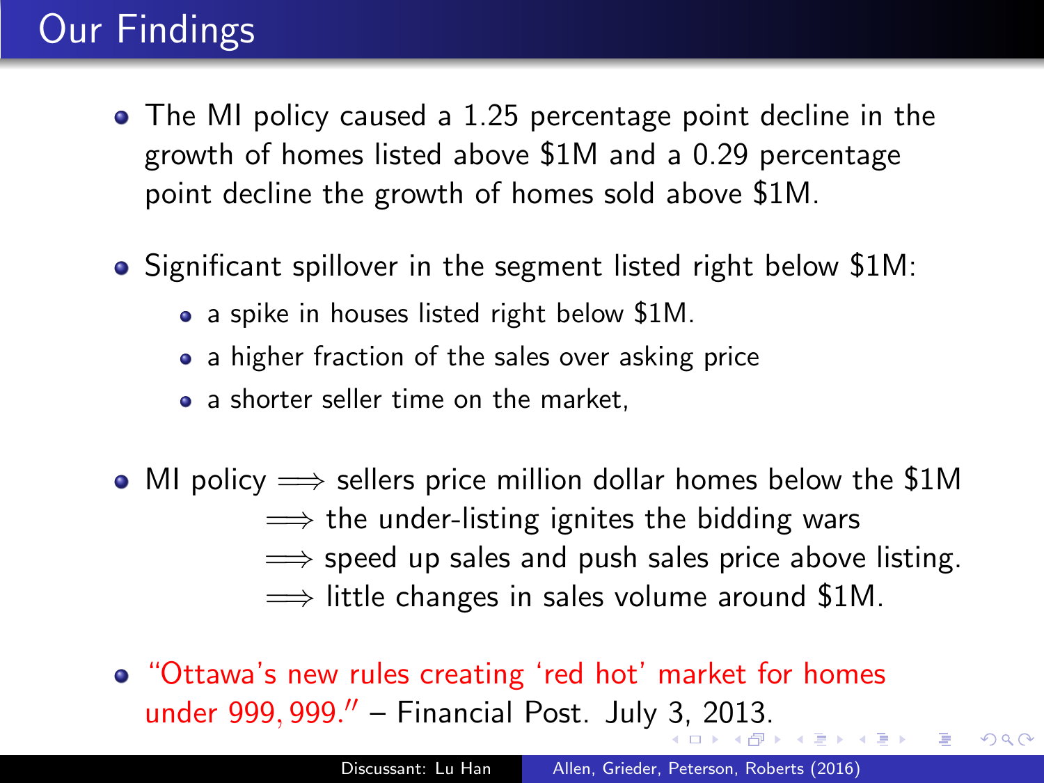# Our Findings

- The MI policy caused a 1.25 percentage point decline in the growth of homes listed above $1M and a 0.29 percentage point decline the growth of homes sold above $1M.
- Significant spillover in the segment listed right below $1M:
  - a spike in houses listed right below $1M.
  - a higher fraction of the sales over asking price
  - a shorter seller time on the market,
- MI policy $\Longrightarrow$ sellers price million dollar homes below the $1M
  $\Longrightarrow$ the under-listing ignites the bidding wars
  $\Longrightarrow$ speed up sales and push sales price above listing.
  $\Longrightarrow$ little changes in sales volume around $1M.
- "Ottawa's new rules creating 'red hot' market for homes under 999,999." – Financial Post. July 3, 2013.